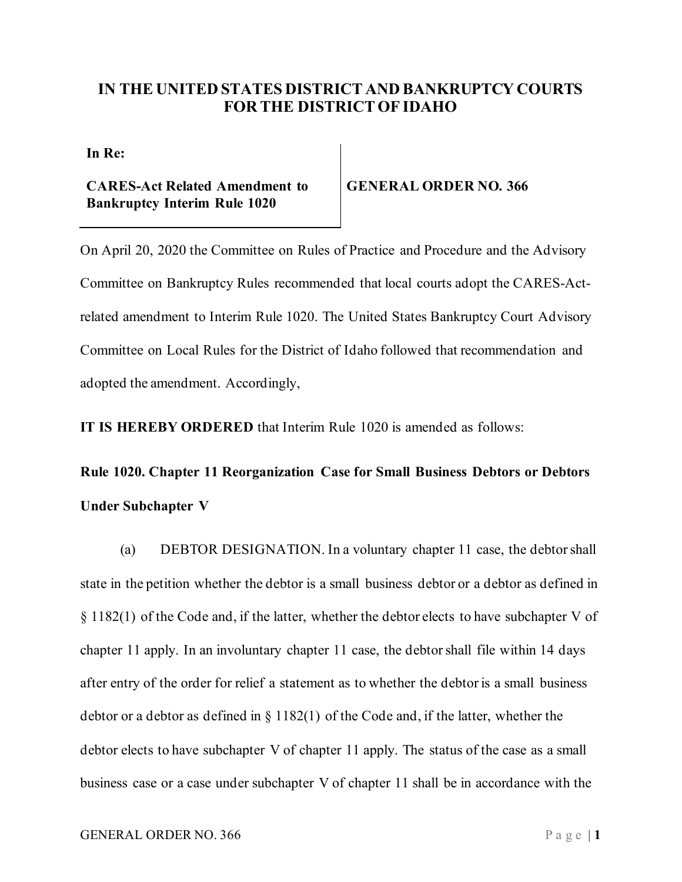**IN THE UNITED STATES DISTRICT AND BANKRUPTCY COURTS FOR THE DISTRICT OF IDAHO**

| **In Re:**<br><br>**CARES-Act Related Amendment to Bankruptcy Interim Rule 1020** | **GENERAL ORDER NO. 366** |
|---|---|

On April 20, 2020 the Committee on Rules of Practice and Procedure and the Advisory Committee on Bankruptcy Rules recommended that local courts adopt the CARES-Act-related amendment to Interim Rule 1020. The United States Bankruptcy Court Advisory Committee on Local Rules for the District of Idaho followed that recommendation and adopted the amendment. Accordingly,

**IT IS HEREBY ORDERED** that Interim Rule 1020 is amended as follows:

**Rule 1020. Chapter 11 Reorganization Case for Small Business Debtors or Debtors Under Subchapter V**

(a) DEBTOR DESIGNATION. In a voluntary chapter 11 case, the debtor shall state in the petition whether the debtor is a small business debtor or a debtor as defined in § 1182(1) of the Code and, if the latter, whether the debtor elects to have subchapter V of chapter 11 apply. In an involuntary chapter 11 case, the debtor shall file within 14 days after entry of the order for relief a statement as to whether the debtor is a small business debtor or a debtor as defined in § 1182(1) of the Code and, if the latter, whether the debtor elects to have subchapter V of chapter 11 apply. The status of the case as a small business case or a case under subchapter V of chapter 11 shall be in accordance with the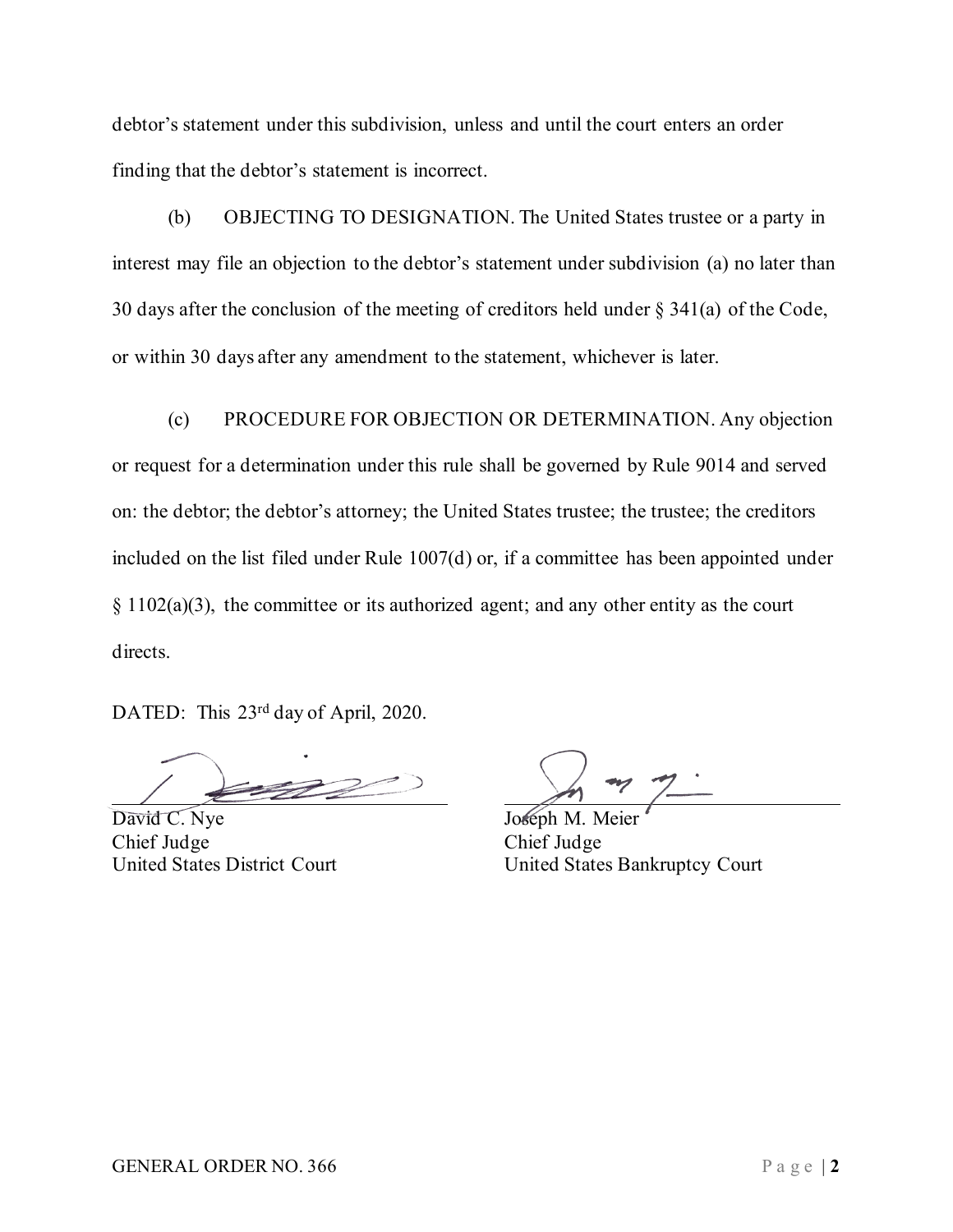debtor's statement under this subdivision, unless and until the court enters an order finding that the debtor's statement is incorrect.

(b) OBJECTING TO DESIGNATION. The United States trustee or a party in interest may file an objection to the debtor's statement under subdivision (a) no later than 30 days after the conclusion of the meeting of creditors held under § 341(a) of the Code, or within 30 days after any amendment to the statement, whichever is later.

(c) PROCEDURE FOR OBJECTION OR DETERMINATION. Any objection or request for a determination under this rule shall be governed by Rule 9014 and served on: the debtor; the debtor's attorney; the United States trustee; the trustee; the creditors included on the list filed under Rule 1007(d) or, if a committee has been appointed under § 1102(a)(3), the committee or its authorized agent; and any other entity as the court directs.

DATED: This 23rd day of April, 2020.

David C. Nye
Chief Judge
United States District Court

Joseph M. Meier
Chief Judge
United States Bankruptcy Court